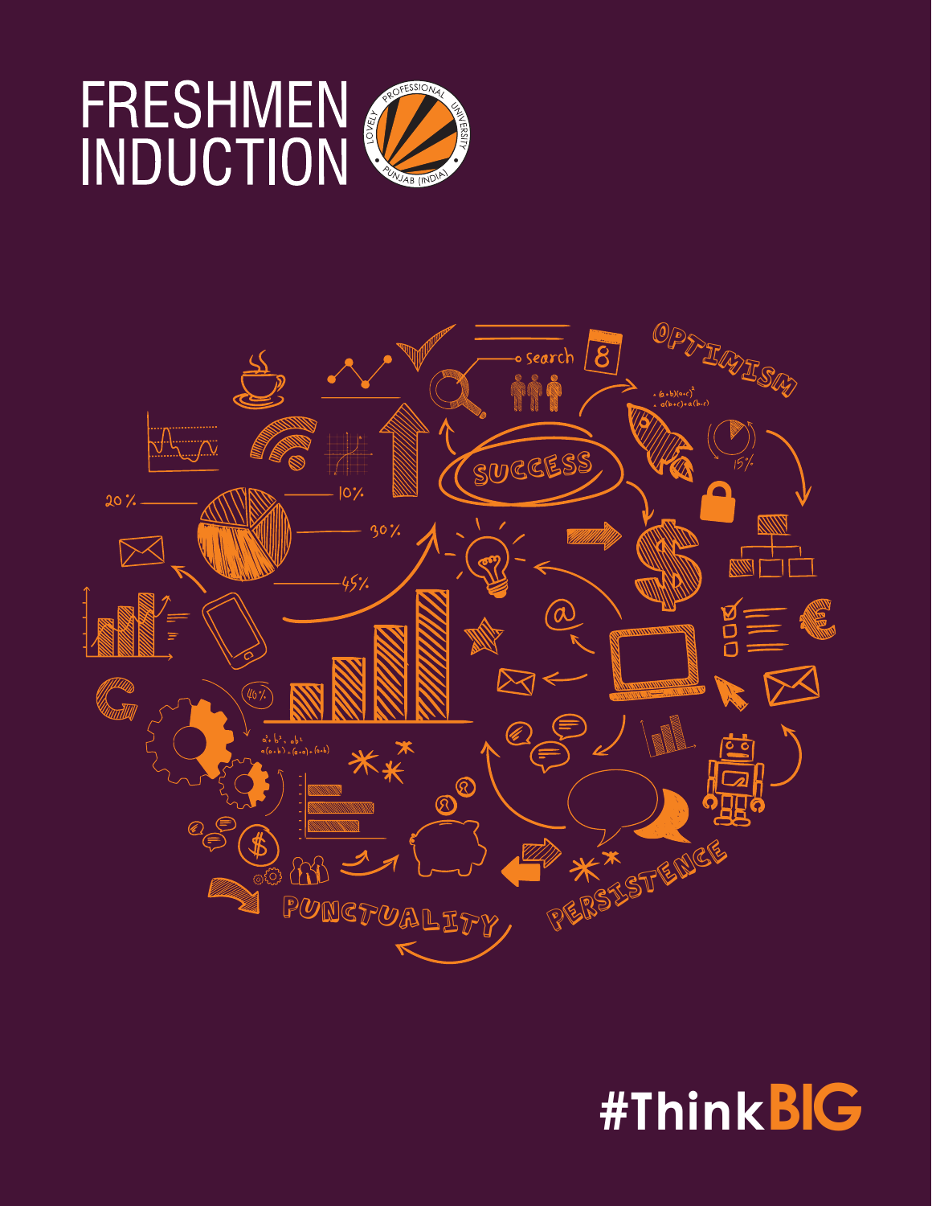# FRESHMEN INDUCTION

#ThinkBIG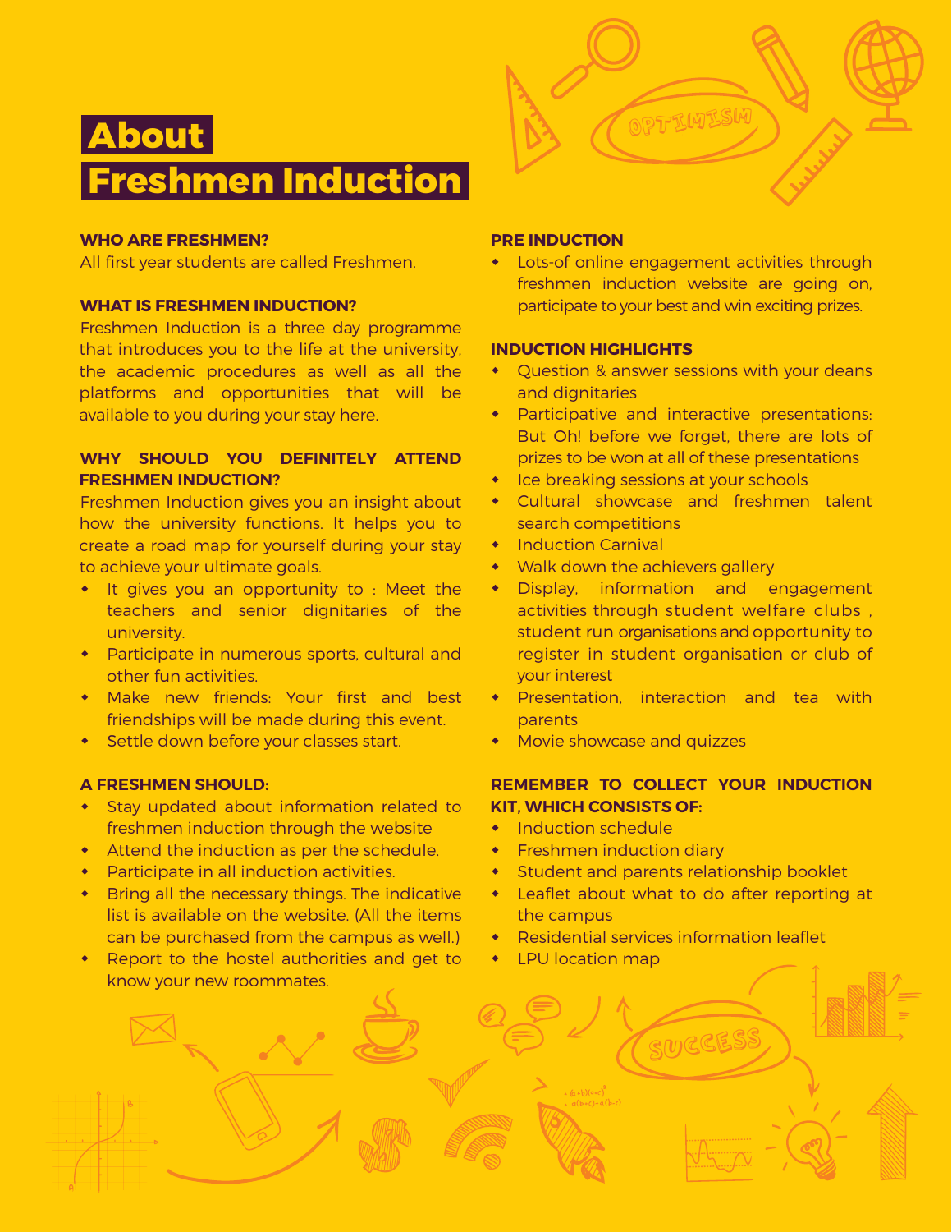# About Freshmen Induction

**WHO ARE FRESHMEN?**

All first year students are called Freshmen.

**WHAT IS FRESHMEN INDUCTION?**

Freshmen Induction is a three day programme that introduces you to the life at the university, the academic procedures as well as all the platforms and opportunities that will be available to you during your stay here.

**WHY SHOULD YOU DEFINITELY ATTEND FRESHMEN INDUCTION?**

Freshmen Induction gives you an insight about how the university functions. It helps you to create a road map for yourself during your stay to achieve your ultimate goals.

- It gives you an opportunity to : Meet the teachers and senior dignitaries of the university.
- Participate in numerous sports, cultural and other fun activities.
- Make new friends: Your first and best friendships will be made during this event.
- Settle down before your classes start.

**A FRESHMEN SHOULD:**

- Stay updated about information related to freshmen induction through the website
- Attend the induction as per the schedule.
- Participate in all induction activities.
- Bring all the necessary things. The indicative list is available on the website. (All the items can be purchased from the campus as well.)
- Report to the hostel authorities and get to know your new roommates.

**PRE INDUCTION**

- Lots-of online engagement activities through freshmen induction website are going on, participate to your best and win exciting prizes.

**INDUCTION HIGHLIGHTS**

- Question & answer sessions with your deans and dignitaries
- Participative and interactive presentations: But Oh! before we forget, there are lots of prizes to be won at all of these presentations
- Ice breaking sessions at your schools
- Cultural showcase and freshmen talent search competitions
- Induction Carnival
- Walk down the achievers gallery
- Display, information and engagement activities through student welfare clubs , student run organisations and opportunity to register in student organisation or club of your interest
- Presentation, interaction and tea with parents
- Movie showcase and quizzes

**REMEMBER TO COLLECT YOUR INDUCTION KIT, WHICH CONSISTS OF:**

- Induction schedule
- Freshmen induction diary
- Student and parents relationship booklet
- Leaflet about what to do after reporting at the campus
- Residential services information leaflet
- LPU location map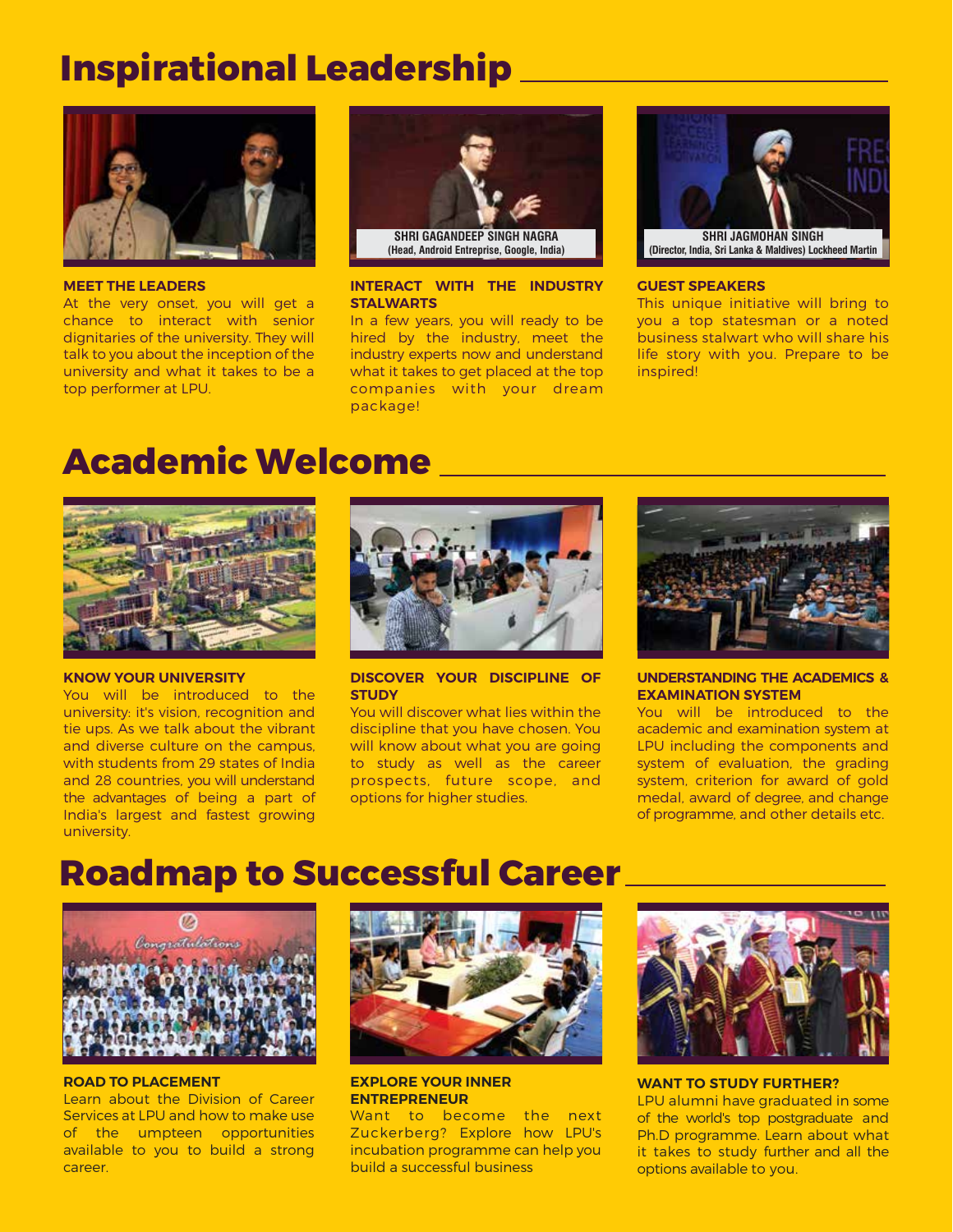# Inspirational Leadership

SHRI GAGANDEEP SINGH NAGRA
(Head, Android Entreprise, Google, India)

SHRI JAGMOHAN SINGH
(Director, India, Sri Lanka & Maldives) Lockheed Martin

**MEET THE LEADERS**
At the very onset, you will get a chance to interact with senior dignitaries of the university. They will talk to you about the inception of the university and what it takes to be a top performer at LPU.

**INTERACT WITH THE INDUSTRY STALWARTS**
In a few years, you will ready to be hired by the industry, meet the industry experts now and understand what it takes to get placed at the top companies with your dream package!

**GUEST SPEAKERS**
This unique initiative will bring to you a top statesman or a noted business stalwart who will share his life story with you. Prepare to be inspired!

# Academic Welcome

**KNOW YOUR UNIVERSITY**
You will be introduced to the university: it's vision, recognition and tie ups. As we talk about the vibrant and diverse culture on the campus, with students from 29 states of India and 28 countries, you will understand the advantages of being a part of India's largest and fastest growing university.

**DISCOVER YOUR DISCIPLINE OF STUDY**
You will discover what lies within the discipline that you have chosen. You will know about what you are going to study as well as the career prospects, future scope, and options for higher studies.

**UNDERSTANDING THE ACADEMICS & EXAMINATION SYSTEM**
You will be introduced to the academic and examination system at LPU including the components and system of evaluation, the grading system, criterion for award of gold medal, award of degree, and change of programme, and other details etc.

# Roadmap to Successful Career

**ROAD TO PLACEMENT**
Learn about the Division of Career Services at LPU and how to make use of the umpteen opportunities available to you to build a strong career.

**EXPLORE YOUR INNER ENTREPRENEUR**
Want to become the next Zuckerberg? Explore how LPU's incubation programme can help you build a successful business

**WANT TO STUDY FURTHER?**
LPU alumni have graduated in some of the world's top postgraduate and Ph.D programme. Learn about what it takes to study further and all the options available to you.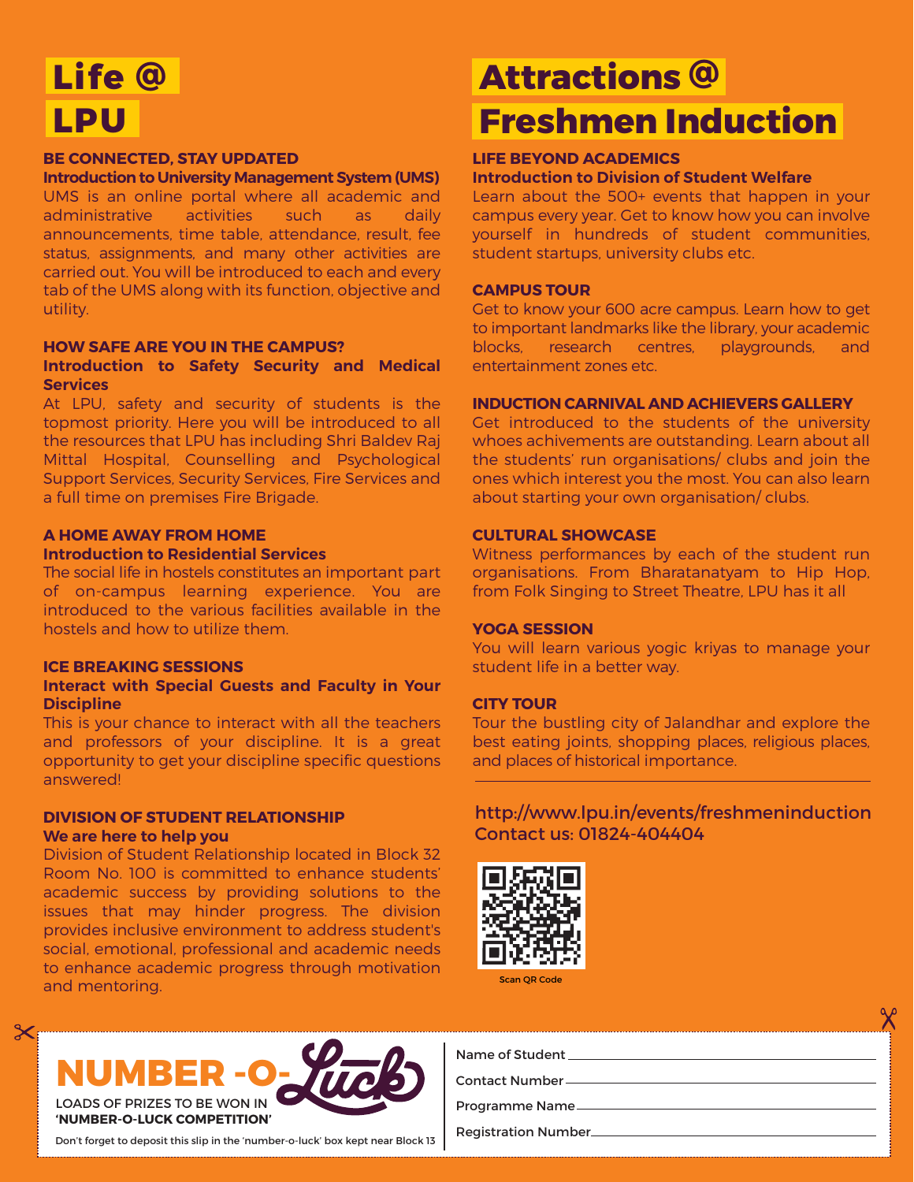# Life @ LPU

## BE CONNECTED, STAY UPDATED

### Introduction to University Management System (UMS)

UMS is an online portal where all academic and administrative activities such as daily announcements, time table, attendance, result, fee status, assignments, and many other activities are carried out. You will be introduced to each and every tab of the UMS along with its function, objective and utility.

## HOW SAFE ARE YOU IN THE CAMPUS?

### Introduction to Safety Security and Medical Services

At LPU, safety and security of students is the topmost priority. Here you will be introduced to all the resources that LPU has including Shri Baldev Raj Mittal Hospital, Counselling and Psychological Support Services, Security Services, Fire Services and a full time on premises Fire Brigade.

## A HOME AWAY FROM HOME

### Introduction to Residential Services

The social life in hostels constitutes an important part of on-campus learning experience. You are introduced to the various facilities available in the hostels and how to utilize them.

## ICE BREAKING SESSIONS

### Interact with Special Guests and Faculty in Your Discipline

This is your chance to interact with all the teachers and professors of your discipline. It is a great opportunity to get your discipline specific questions answered!

## DIVISION OF STUDENT RELATIONSHIP

### We are here to help you

Division of Student Relationship located in Block 32 Room No. 100 is committed to enhance students' academic success by providing solutions to the issues that may hinder progress. The division provides inclusive environment to address student's social, emotional, professional and academic needs to enhance academic progress through motivation and mentoring.

# Attractions @ Freshmen Induction

## LIFE BEYOND ACADEMICS

### Introduction to Division of Student Welfare

Learn about the 500+ events that happen in your campus every year. Get to know how you can involve yourself in hundreds of student communities, student startups, university clubs etc.

## CAMPUS TOUR

Get to know your 600 acre campus. Learn how to get to important landmarks like the library, your academic blocks, research centres, playgrounds, and entertainment zones etc.

## INDUCTION CARNIVAL AND ACHIEVERS GALLERY

Get introduced to the students of the university whoes achivements are outstanding. Learn about all the students' run organisations/ clubs and join the ones which interest you the most. You can also learn about starting your own organisation/ clubs.

## CULTURAL SHOWCASE

Witness performances by each of the student run organisations. From Bharatanatyam to Hip Hop, from Folk Singing to Street Theatre, LPU has it all

## YOGA SESSION

You will learn various yogic kriyas to manage your student life in a better way.

## CITY TOUR

Tour the bustling city of Jalandhar and explore the best eating joints, shopping places, religious places, and places of historical importance.

---

http://www.lpu.in/events/freshmeninduction
Contact us: 01824-404404

Scan QR Code

---

# NUMBER -O- Luck

LOADS OF PRIZES TO BE WON IN **'NUMBER-O-LUCK COMPETITION'**

Don't forget to deposit this slip in the 'number-o-luck' box kept near Block 13

Name of Student ______________________

Contact Number ______________________

Programme Name ______________________

Registration Number ______________________